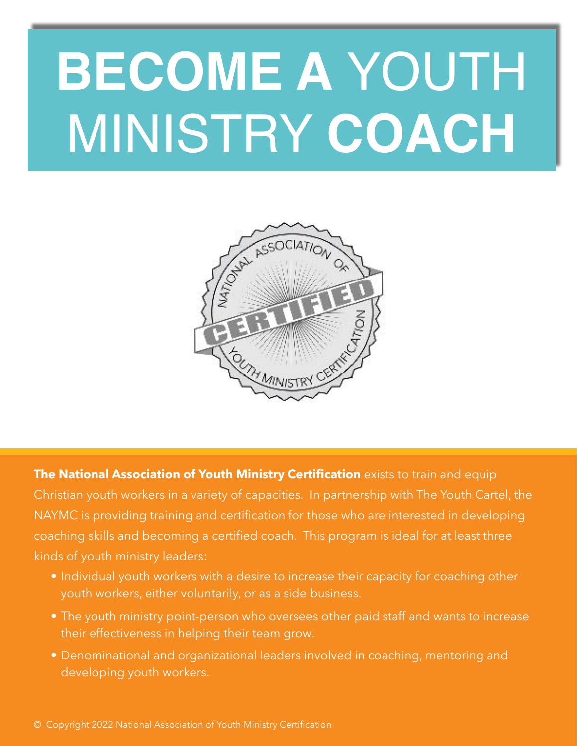# BECOME A YOUTH MINISTRY COACH

**The National Association of Youth Ministry Certification** exists to train and equip Christian youth workers in a variety of capacities. In partnership with The Youth Cartel, the NAYMC is providing training and certification for those who are interested in developing coaching skills and becoming a certified coach. This program is ideal for at least three kinds of youth ministry leaders:

- Individual youth workers with a desire to increase their capacity for coaching other youth workers, either voluntarily, or as a side business.
- The youth ministry point-person who oversees other paid staff and wants to increase their effectiveness in helping their team grow.
- Denominational and organizational leaders involved in coaching, mentoring and developing youth workers.

© Copyright 2022 National Association of Youth Ministry Certification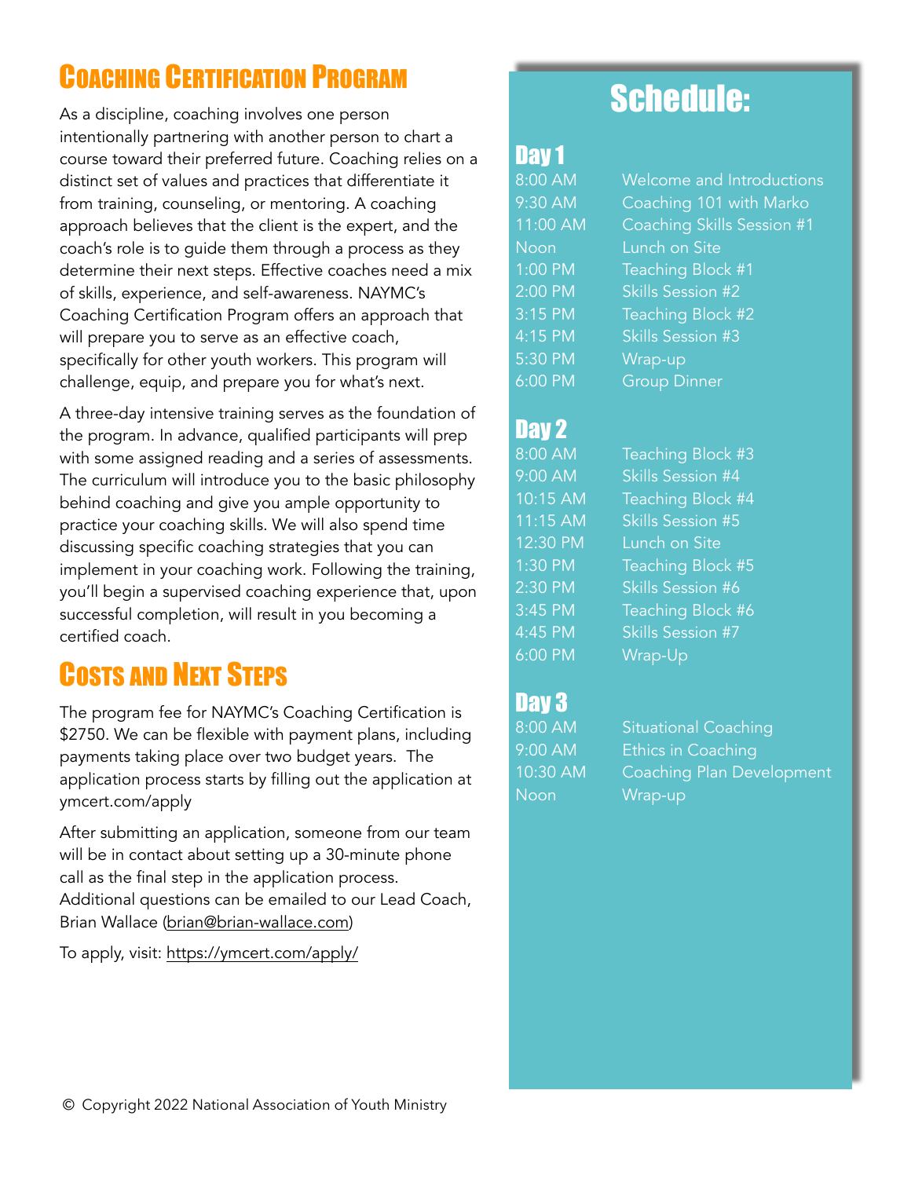## Coaching Certification Program

As a discipline, coaching involves one person intentionally partnering with another person to chart a course toward their preferred future. Coaching relies on a distinct set of values and practices that differentiate it from training, counseling, or mentoring. A coaching approach believes that the client is the expert, and the coach's role is to guide them through a process as they determine their next steps. Effective coaches need a mix of skills, experience, and self-awareness. NAYMC's Coaching Certification Program offers an approach that will prepare you to serve as an effective coach, specifically for other youth workers. This program will challenge, equip, and prepare you for what's next.

A three-day intensive training serves as the foundation of the program. In advance, qualified participants will prep with some assigned reading and a series of assessments. The curriculum will introduce you to the basic philosophy behind coaching and give you ample opportunity to practice your coaching skills. We will also spend time discussing specific coaching strategies that you can implement in your coaching work. Following the training, you'll begin a supervised coaching experience that, upon successful completion, will result in you becoming a certified coach.

## Costs and Next Steps

The program fee for NAYMC's Coaching Certification is $2750. We can be flexible with payment plans, including payments taking place over two budget years. The application process starts by filling out the application at ymcert.com/apply

After submitting an application, someone from our team will be in contact about setting up a 30-minute phone call as the final step in the application process. Additional questions can be emailed to our Lead Coach, Brian Wallace (brian@brian-wallace.com)

To apply, visit: https://ymcert.com/apply/

## Schedule:

### Day 1

| | |
|---|---|
| 8:00 AM | Welcome and Introductions |
| 9:30 AM | Coaching 101 with Marko |
| 11:00 AM | Coaching Skills Session #1 |
| Noon | Lunch on Site |
| 1:00 PM | Teaching Block #1 |
| 2:00 PM | Skills Session #2 |
| 3:15 PM | Teaching Block #2 |
| 4:15 PM | Skills Session #3 |
| 5:30 PM | Wrap-up |
| 6:00 PM | Group Dinner |

### Day 2

| | |
|---|---|
| 8:00 AM | Teaching Block #3 |
| 9:00 AM | Skills Session #4 |
| 10:15 AM | Teaching Block #4 |
| 11:15 AM | Skills Session #5 |
| 12:30 PM | Lunch on Site |
| 1:30 PM | Teaching Block #5 |
| 2:30 PM | Skills Session #6 |
| 3:45 PM | Teaching Block #6 |
| 4:45 PM | Skills Session #7 |
| 6:00 PM | Wrap-Up |

### Day 3

| | |
|---|---|
| 8:00 AM | Situational Coaching |
| 9:00 AM | Ethics in Coaching |
| 10:30 AM | Coaching Plan Development |
| Noon | Wrap-up |

© Copyright 2022 National Association of Youth Ministry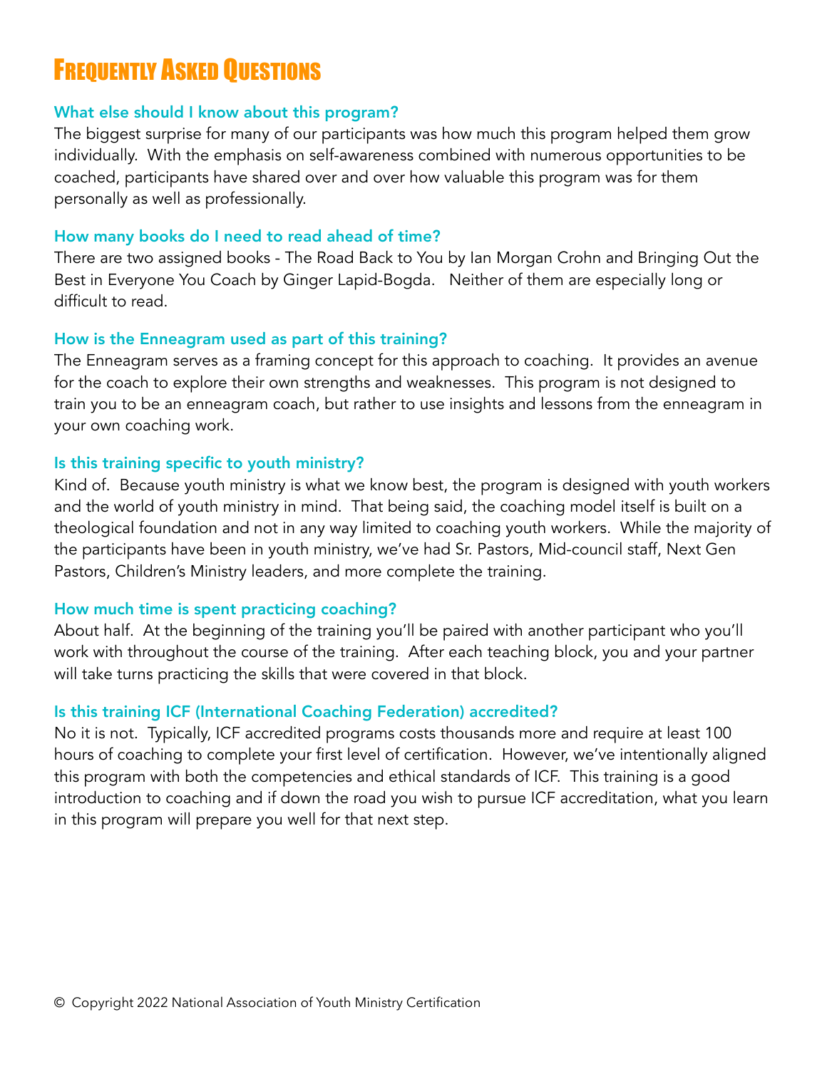# Frequently Asked Questions

### What else should I know about this program?

The biggest surprise for many of our participants was how much this program helped them grow individually. With the emphasis on self-awareness combined with numerous opportunities to be coached, participants have shared over and over how valuable this program was for them personally as well as professionally.

### How many books do I need to read ahead of time?

There are two assigned books - The Road Back to You by Ian Morgan Crohn and Bringing Out the Best in Everyone You Coach by Ginger Lapid-Bogda. Neither of them are especially long or difficult to read.

### How is the Enneagram used as part of this training?

The Enneagram serves as a framing concept for this approach to coaching. It provides an avenue for the coach to explore their own strengths and weaknesses. This program is not designed to train you to be an enneagram coach, but rather to use insights and lessons from the enneagram in your own coaching work.

### Is this training specific to youth ministry?

Kind of. Because youth ministry is what we know best, the program is designed with youth workers and the world of youth ministry in mind. That being said, the coaching model itself is built on a theological foundation and not in any way limited to coaching youth workers. While the majority of the participants have been in youth ministry, we've had Sr. Pastors, Mid-council staff, Next Gen Pastors, Children's Ministry leaders, and more complete the training.

### How much time is spent practicing coaching?

About half. At the beginning of the training you'll be paired with another participant who you'll work with throughout the course of the training. After each teaching block, you and your partner will take turns practicing the skills that were covered in that block.

### Is this training ICF (International Coaching Federation) accredited?

No it is not. Typically, ICF accredited programs costs thousands more and require at least 100 hours of coaching to complete your first level of certification. However, we've intentionally aligned this program with both the competencies and ethical standards of ICF. This training is a good introduction to coaching and if down the road you wish to pursue ICF accreditation, what you learn in this program will prepare you well for that next step.

© Copyright 2022 National Association of Youth Ministry Certification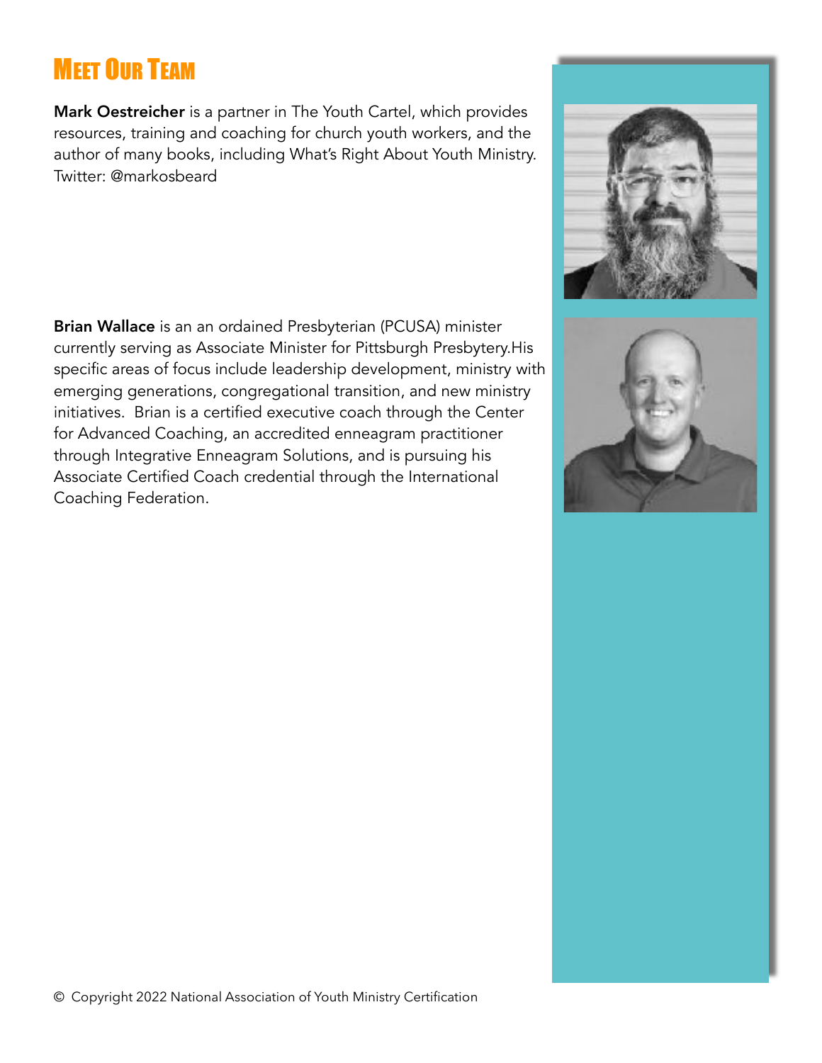## Meet Our Team

**Mark Oestreicher** is a partner in The Youth Cartel, which provides resources, training and coaching for church youth workers, and the author of many books, including What's Right About Youth Ministry. Twitter: @markosbeard

**Brian Wallace** is an an ordained Presbyterian (PCUSA) minister currently serving as Associate Minister for Pittsburgh Presbytery.His specific areas of focus include leadership development, ministry with emerging generations, congregational transition, and new ministry initiatives. Brian is a certified executive coach through the Center for Advanced Coaching, an accredited enneagram practitioner through Integrative Enneagram Solutions, and is pursuing his Associate Certified Coach credential through the International Coaching Federation.

© Copyright 2022 National Association of Youth Ministry Certification